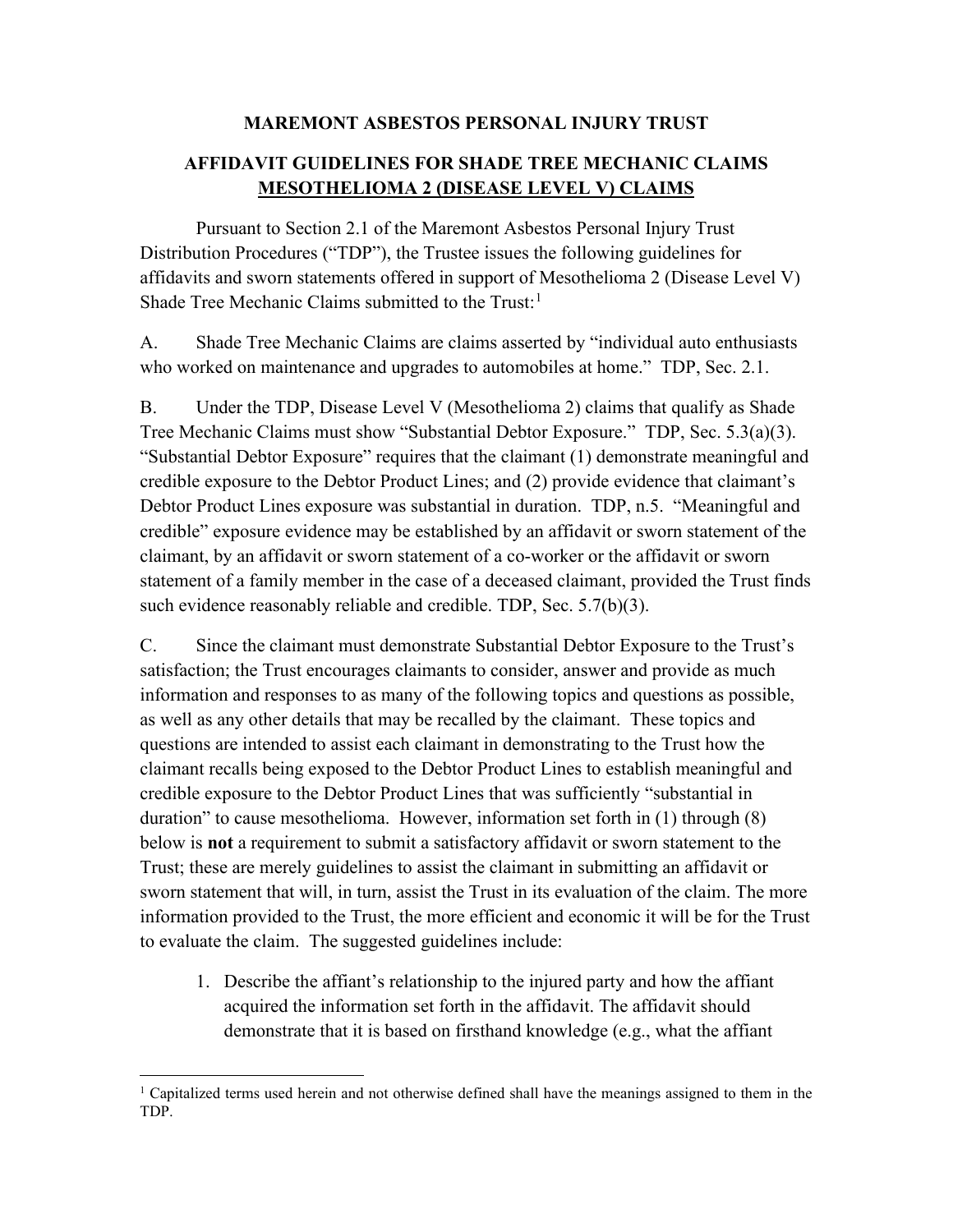# MAREMONT ASBESTOS PERSONAL INJURY TRUST

## AFFIDAVIT GUIDELINES FOR SHADE TREE MECHANIC CLAIMS <u>MESOTHELIOMA 2 (DISEASE LEVEL V) CLAIMS</u>

Pursuant to Section 2.1 of the Maremont Asbestos Personal Injury Trust Distribution Procedures ("TDP"), the Trustee issues the following guidelines for affidavits and sworn statements offered in support of Mesothelioma 2 (Disease Level V) Shade Tree Mechanic Claims submitted to the Trust:[1]

A. Shade Tree Mechanic Claims are claims asserted by "individual auto enthusiasts who worked on maintenance and upgrades to automobiles at home." TDP, Sec. 2.1.

B. Under the TDP, Disease Level V (Mesothelioma 2) claims that qualify as Shade Tree Mechanic Claims must show "Substantial Debtor Exposure." TDP, Sec. 5.3(a)(3). "Substantial Debtor Exposure" requires that the claimant (1) demonstrate meaningful and credible exposure to the Debtor Product Lines; and (2) provide evidence that claimant's Debtor Product Lines exposure was substantial in duration. TDP, n.5. "Meaningful and credible" exposure evidence may be established by an affidavit or sworn statement of the claimant, by an affidavit or sworn statement of a co-worker or the affidavit or sworn statement of a family member in the case of a deceased claimant, provided the Trust finds such evidence reasonably reliable and credible. TDP, Sec. 5.7(b)(3).

C. Since the claimant must demonstrate Substantial Debtor Exposure to the Trust's satisfaction; the Trust encourages claimants to consider, answer and provide as much information and responses to as many of the following topics and questions as possible, as well as any other details that may be recalled by the claimant. These topics and questions are intended to assist each claimant in demonstrating to the Trust how the claimant recalls being exposed to the Debtor Product Lines to establish meaningful and credible exposure to the Debtor Product Lines that was sufficiently "substantial in duration" to cause mesothelioma. However, information set forth in (1) through (8) below is **not** a requirement to submit a satisfactory affidavit or sworn statement to the Trust; these are merely guidelines to assist the claimant in submitting an affidavit or sworn statement that will, in turn, assist the Trust in its evaluation of the claim. The more information provided to the Trust, the more efficient and economic it will be for the Trust to evaluate the claim. The suggested guidelines include:

1. Describe the affiant's relationship to the injured party and how the affiant acquired the information set forth in the affidavit. The affidavit should demonstrate that it is based on firsthand knowledge (e.g., what the affiant

[1] Capitalized terms used herein and not otherwise defined shall have the meanings assigned to them in the TDP.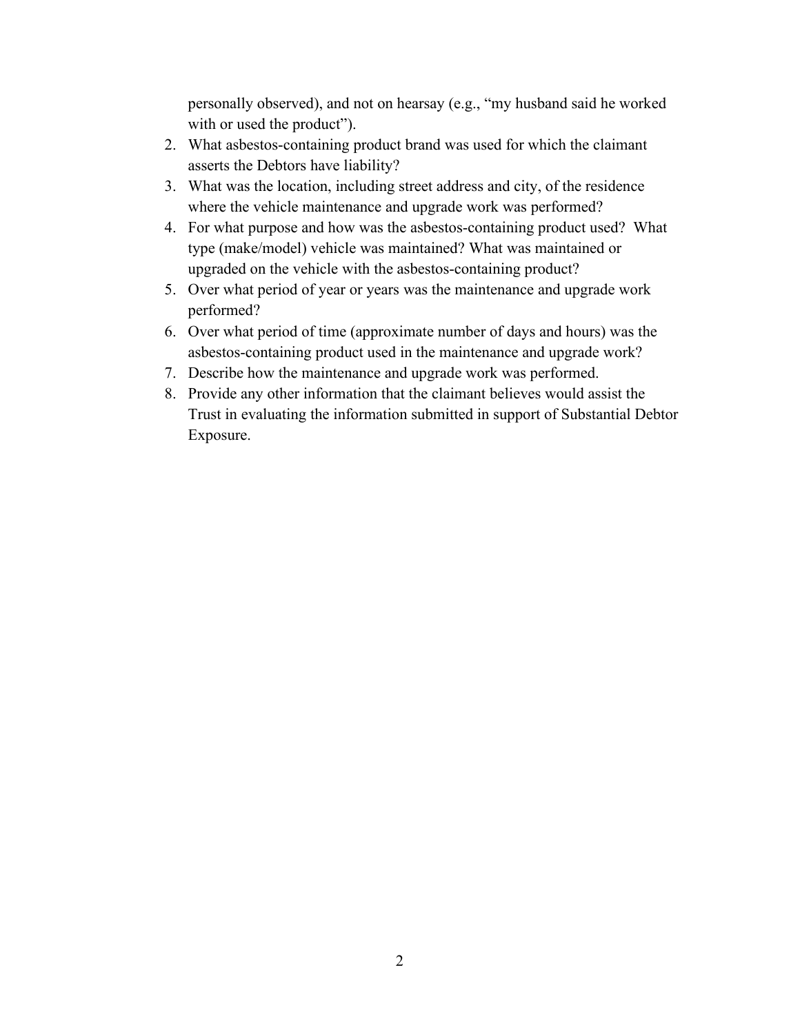personally observed), and not on hearsay (e.g., “my husband said he worked with or used the product”).

2. What asbestos-containing product brand was used for which the claimant asserts the Debtors have liability?
3. What was the location, including street address and city, of the residence where the vehicle maintenance and upgrade work was performed?
4. For what purpose and how was the asbestos-containing product used? What type (make/model) vehicle was maintained? What was maintained or upgraded on the vehicle with the asbestos-containing product?
5. Over what period of year or years was the maintenance and upgrade work performed?
6. Over what period of time (approximate number of days and hours) was the asbestos-containing product used in the maintenance and upgrade work?
7. Describe how the maintenance and upgrade work was performed.
8. Provide any other information that the claimant believes would assist the Trust in evaluating the information submitted in support of Substantial Debtor Exposure.